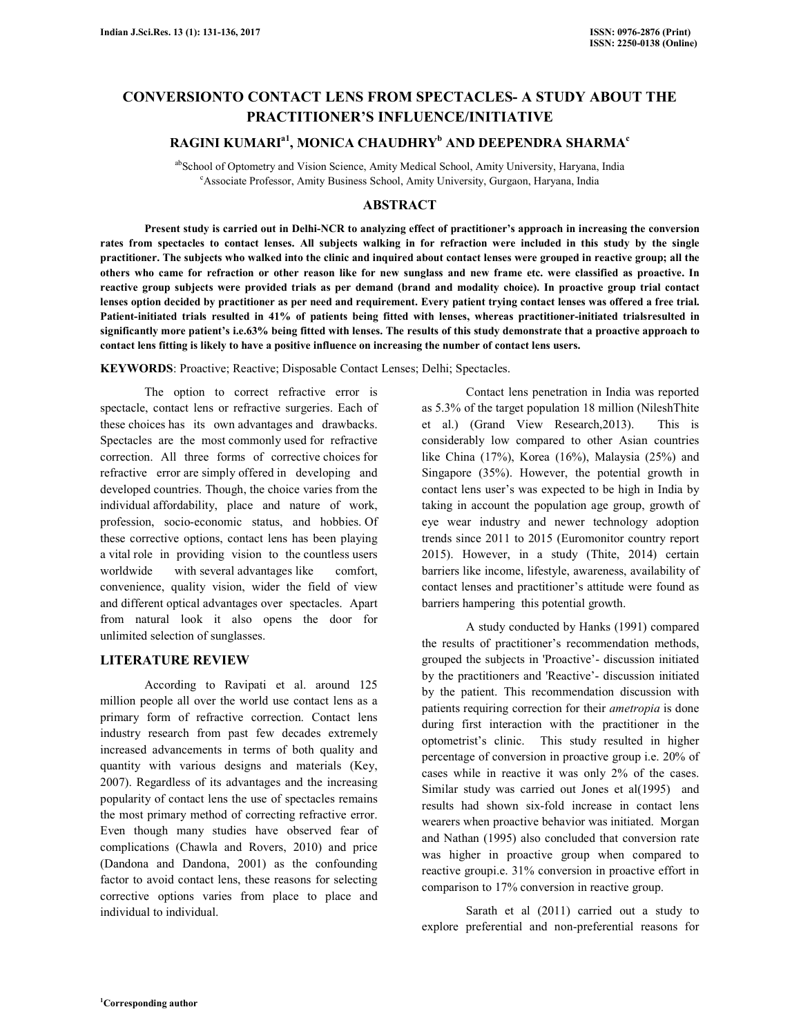# CONVERSIONTO CONTACT LENS FROM SPECTACLES- A STUDY ABOUT THE PRACTITIONER'S INFLUENCE/INITIATIVE

**RAGINI KUMARI[a1], MONICA CHAUDHRY[b] AND DEEPENDRA SHARMA[c]**

[ab]School of Optometry and Vision Science, Amity Medical School, Amity University, Haryana, India
[c]Associate Professor, Amity Business School, Amity University, Gurgaon, Haryana, India

## ABSTRACT

**Present study is carried out in Delhi-NCR to analyzing effect of practitioner's approach in increasing the conversion rates from spectacles to contact lenses. All subjects walking in for refraction were included in this study by the single practitioner. The subjects who walked into the clinic and inquired about contact lenses were grouped in reactive group; all the others who came for refraction or other reason like for new sunglass and new frame etc. were classified as proactive. In reactive group subjects were provided trials as per demand (brand and modality choice). In proactive group trial contact lenses option decided by practitioner as per need and requirement. Every patient trying contact lenses was offered a free trial. Patient-initiated trials resulted in 41% of patients being fitted with lenses, whereas practitioner-initiated trialsresulted in significantly more patient's i.e.63% being fitted with lenses. The results of this study demonstrate that a proactive approach to contact lens fitting is likely to have a positive influence on increasing the number of contact lens users.**

**KEYWORDS**: Proactive; Reactive; Disposable Contact Lenses; Delhi; Spectacles.

The option to correct refractive error is spectacle, contact lens or refractive surgeries. Each of these choices has its own advantages and drawbacks. Spectacles are the most commonly used for refractive correction. All three forms of corrective choices for refractive error are simply offered in developing and developed countries. Though, the choice varies from the individual affordability, place and nature of work, profession, socio-economic status, and hobbies. Of these corrective options, contact lens has been playing a vital role in providing vision to the countless users worldwide with several advantages like comfort, convenience, quality vision, wider the field of view and different optical advantages over spectacles. Apart from natural look it also opens the door for unlimited selection of sunglasses.

## LITERATURE REVIEW

According to Ravipati et al. around 125 million people all over the world use contact lens as a primary form of refractive correction. Contact lens industry research from past few decades extremely increased advancements in terms of both quality and quantity with various designs and materials (Key, 2007). Regardless of its advantages and the increasing popularity of contact lens the use of spectacles remains the most primary method of correcting refractive error. Even though many studies have observed fear of complications (Chawla and Rovers, 2010) and price (Dandona and Dandona, 2001) as the confounding factor to avoid contact lens, these reasons for selecting corrective options varies from place to place and individual to individual.

Contact lens penetration in India was reported as 5.3% of the target population 18 million (NileshThite et al.) (Grand View Research,2013). This is considerably low compared to other Asian countries like China (17%), Korea (16%), Malaysia (25%) and Singapore (35%). However, the potential growth in contact lens user's was expected to be high in India by taking in account the population age group, growth of eye wear industry and newer technology adoption trends since 2011 to 2015 (Euromonitor country report 2015). However, in a study (Thite, 2014) certain barriers like income, lifestyle, awareness, availability of contact lenses and practitioner's attitude were found as barriers hampering this potential growth.

A study conducted by Hanks (1991) compared the results of practitioner's recommendation methods, grouped the subjects in 'Proactive'- discussion initiated by the practitioners and 'Reactive'- discussion initiated by the patient. This recommendation discussion with patients requiring correction for their *ametropia* is done during first interaction with the practitioner in the optometrist's clinic. This study resulted in higher percentage of conversion in proactive group i.e. 20% of cases while in reactive it was only 2% of the cases. Similar study was carried out Jones et al(1995) and results had shown six-fold increase in contact lens wearers when proactive behavior was initiated. Morgan and Nathan (1995) also concluded that conversion rate was higher in proactive group when compared to reactive groupi.e. 31% conversion in proactive effort in comparison to 17% conversion in reactive group.

Sarath et al (2011) carried out a study to explore preferential and non-preferential reasons for

[1]Corresponding author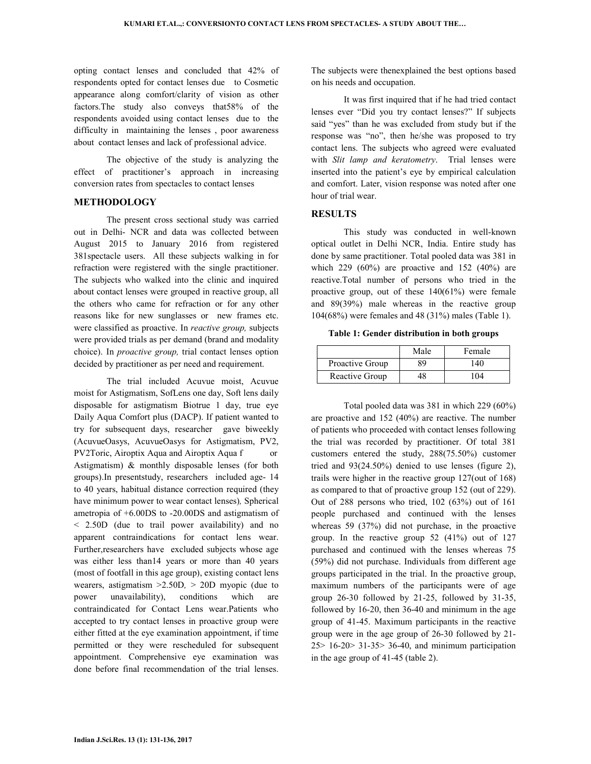opting contact lenses and concluded that 42% of respondents opted for contact lenses due to Cosmetic appearance along comfort/clarity of vision as other factors.The study also conveys that58% of the respondents avoided using contact lenses due to the difficulty in maintaining the lenses , poor awareness about contact lenses and lack of professional advice.

The objective of the study is analyzing the effect of practitioner's approach in increasing conversion rates from spectacles to contact lenses

## METHODOLOGY

The present cross sectional study was carried out in Delhi- NCR and data was collected between August 2015 to January 2016 from registered 381spectacle users. All these subjects walking in for refraction were registered with the single practitioner. The subjects who walked into the clinic and inquired about contact lenses were grouped in reactive group, all the others who came for refraction or for any other reasons like for new sunglasses or new frames etc. were classified as proactive. In *reactive group,* subjects were provided trials as per demand (brand and modality choice). In *proactive group,* trial contact lenses option decided by practitioner as per need and requirement.

The trial included Acuvue moist, Acuvue moist for Astigmatism, SofLens one day, Soft lens daily disposable for astigmatism Biotrue 1 day, true eye Daily Aqua Comfort plus (DACP). If patient wanted to try for subsequent days, researcher gave biweekly (AcuvueOasys, AcuvueOasys for Astigmatism, PV2, PV2Toric, Airoptix Aqua and Airoptix Aqua f or Astigmatism) & monthly disposable lenses (for both groups).In presentstudy, researchers included age- 14 to 40 years, habitual distance correction required (they have minimum power to wear contact lenses)*,* Spherical ametropia of +6.00DS to -20.00DS and astigmatism of < 2.50D (due to trail power availability) and no apparent contraindications for contact lens wear. Further,researchers have excluded subjects whose age was either less than14 years or more than 40 years (most of footfall in this age group), existing contact lens wearers, astigmatism >2.50D*,* > 20D myopic (due to power unavailability), conditions which are contraindicated for Contact Lens wear.Patients who accepted to try contact lenses in proactive group were either fitted at the eye examination appointment, if time permitted or they were rescheduled for subsequent appointment. Comprehensive eye examination was done before final recommendation of the trial lenses. The subjects were thenexplained the best options based on his needs and occupation.

It was first inquired that if he had tried contact lenses ever "Did you try contact lenses?" If subjects said "yes" than he was excluded from study but if the response was "no", then he/she was proposed to try contact lens. The subjects who agreed were evaluated with *Slit lamp and keratometry*. Trial lenses were inserted into the patient's eye by empirical calculation and comfort. Later, vision response was noted after one hour of trial wear.

## RESULTS

This study was conducted in well-known optical outlet in Delhi NCR, India. Entire study has done by same practitioner. Total pooled data was 381 in which 229 (60%) are proactive and 152 (40%) are reactive.Total number of persons who tried in the proactive group, out of these 140(61%) were female and 89(39%) male whereas in the reactive group 104(68%) were females and 48 (31%) males (Table 1).

**Table 1: Gender distribution in both groups**

| | Male | Female |
|---|---|---|
| Proactive Group | 89 | 140 |
| Reactive Group | 48 | 104 |

Total pooled data was 381 in which 229 (60%) are proactive and 152 (40%) are reactive. The number of patients who proceeded with contact lenses following the trial was recorded by practitioner. Of total 381 customers entered the study, 288(75.50%) customer tried and 93(24.50%) denied to use lenses (figure 2), trails were higher in the reactive group 127(out of 168) as compared to that of proactive group 152 (out of 229). Out of 288 persons who tried, 102 (63%) out of 161 people purchased and continued with the lenses whereas 59 (37%) did not purchase, in the proactive group. In the reactive group 52 (41%) out of 127 purchased and continued with the lenses whereas 75 (59%) did not purchase. Individuals from different age groups participated in the trial. In the proactive group, maximum numbers of the participants were of age group 26-30 followed by 21-25, followed by 31-35, followed by 16-20, then 36-40 and minimum in the age group of 41-45. Maximum participants in the reactive group were in the age group of 26-30 followed by 21-25> 16-20> 31-35> 36-40, and minimum participation in the age group of 41-45 (table 2).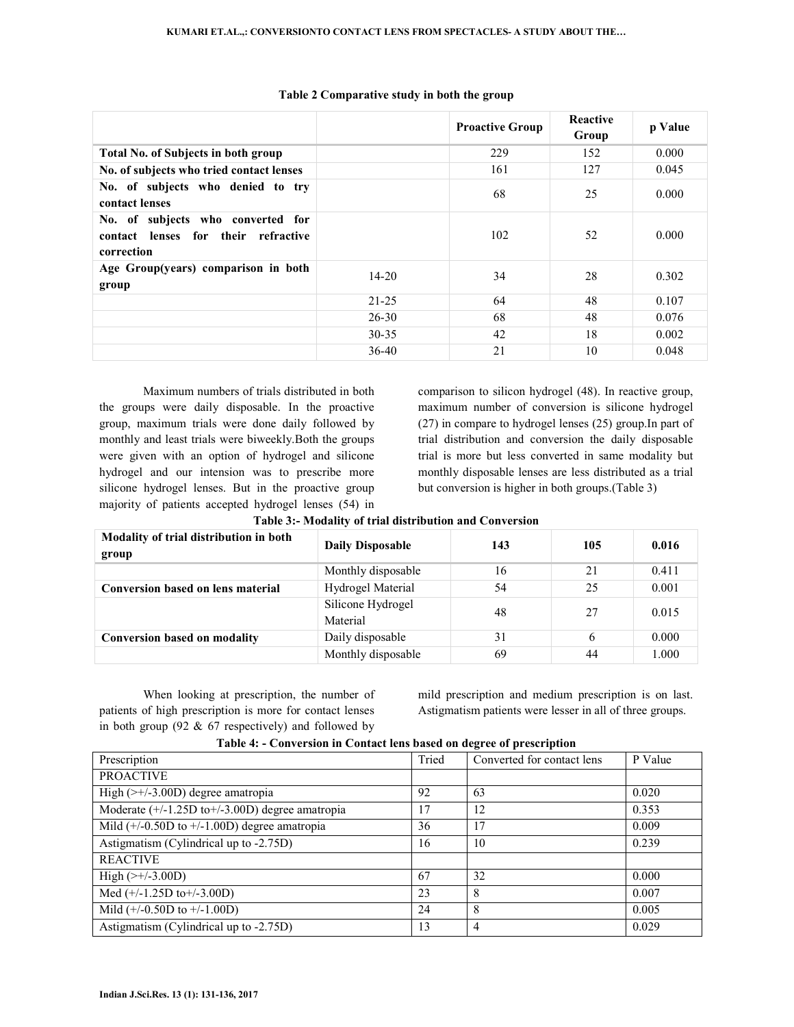**Table 2 Comparative study in both the group**

| | | Proactive Group | Reactive Group | p Value |
|---|---|---|---|---|
| **Total No. of Subjects in both group** | | 229 | 152 | 0.000 |
| **No. of subjects who tried contact lenses** | | 161 | 127 | 0.045 |
| **No. of subjects who denied to try contact lenses** | | 68 | 25 | 0.000 |
| **No. of subjects who converted for contact lenses for their refractive correction** | | 102 | 52 | 0.000 |
| **Age Group(years) comparison in both group** | 14-20 | 34 | 28 | 0.302 |
| | 21-25 | 64 | 48 | 0.107 |
| | 26-30 | 68 | 48 | 0.076 |
| | 30-35 | 42 | 18 | 0.002 |
| | 36-40 | 21 | 10 | 0.048 |

Maximum numbers of trials distributed in both the groups were daily disposable. In the proactive group, maximum trials were done daily followed by monthly and least trials were biweekly.Both the groups were given with an option of hydrogel and silicone hydrogel and our intension was to prescribe more silicone hydrogel lenses. But in the proactive group majority of patients accepted hydrogel lenses (54) in comparison to silicon hydrogel (48). In reactive group, maximum number of conversion is silicone hydrogel (27) in compare to hydrogel lenses (25) group.In part of trial distribution and conversion the daily disposable trial is more but less converted in same modality but monthly disposable lenses are less distributed as a trial but conversion is higher in both groups.(Table 3)

**Table 3:- Modality of trial distribution and Conversion**

| **Modality of trial distribution in both group** | **Daily Disposable** | **143** | **105** | **0.016** |
|---|---|---|---|---|
| | Monthly disposable | 16 | 21 | 0.411 |
| **Conversion based on lens material** | Hydrogel Material | 54 | 25 | 0.001 |
| | Silicone Hydrogel Material | 48 | 27 | 0.015 |
| **Conversion based on modality** | Daily disposable | 31 | 6 | 0.000 |
| | Monthly disposable | 69 | 44 | 1.000 |

When looking at prescription, the number of patients of high prescription is more for contact lenses in both group (92 & 67 respectively) and followed by mild prescription and medium prescription is on last. Astigmatism patients were lesser in all of three groups.

**Table 4: - Conversion in Contact lens based on degree of prescription**

| Prescription | Tried | Converted for contact lens | P Value |
|---|---|---|---|
| PROACTIVE | | | |
| High (>+/-3.00D) degree amatropia | 92 | 63 | 0.020 |
| Moderate (+/-1.25D to+/-3.00D) degree amatropia | 17 | 12 | 0.353 |
| Mild (+/-0.50D to +/-1.00D) degree amatropia | 36 | 17 | 0.009 |
| Astigmatism (Cylindrical up to -2.75D) | 16 | 10 | 0.239 |
| REACTIVE | | | |
| High (>+/-3.00D) | 67 | 32 | 0.000 |
| Med (+/-1.25D to+/-3.00D) | 23 | 8 | 0.007 |
| Mild (+/-0.50D to +/-1.00D) | 24 | 8 | 0.005 |
| Astigmatism (Cylindrical up to -2.75D) | 13 | 4 | 0.029 |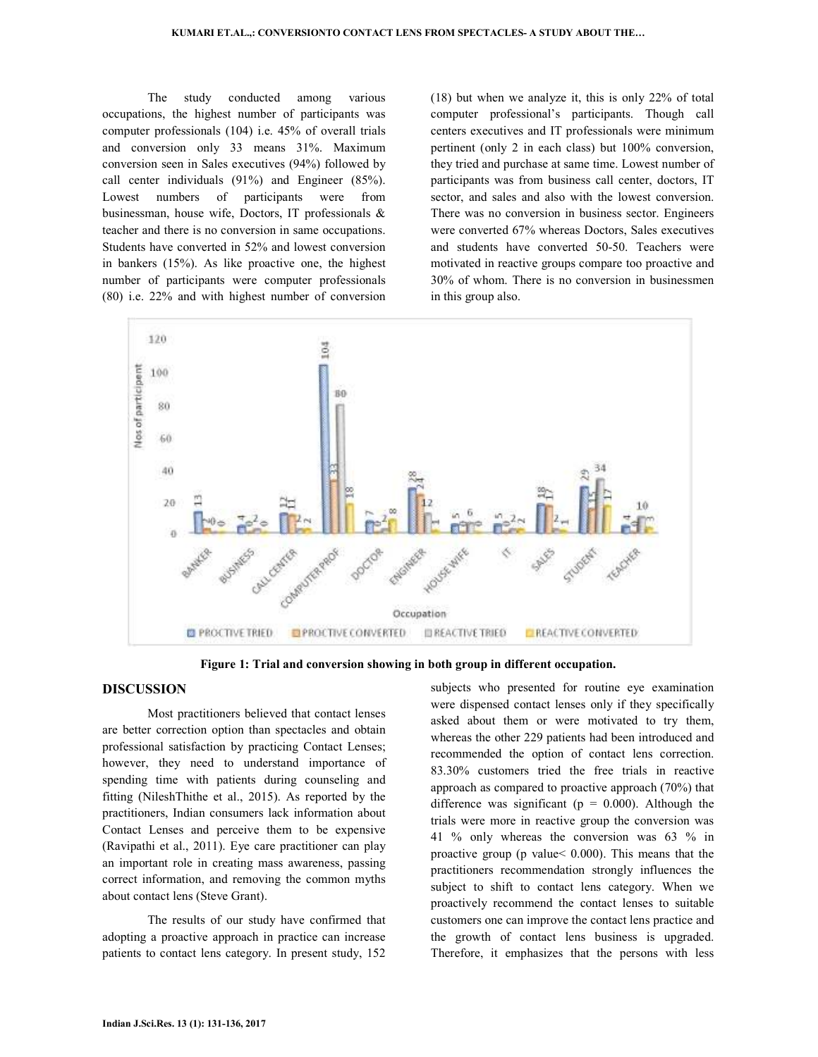The study conducted among various occupations, the highest number of participants was computer professionals (104) i.e. 45% of overall trials and conversion only 33 means 31%. Maximum conversion seen in Sales executives (94%) followed by call center individuals (91%) and Engineer (85%). Lowest numbers of participants were from businessman, house wife, Doctors, IT professionals & teacher and there is no conversion in same occupations. Students have converted in 52% and lowest conversion in bankers (15%). As like proactive one, the highest number of participants were computer professionals (80) i.e. 22% and with highest number of conversion (18) but when we analyze it, this is only 22% of total computer professional's participants. Though call centers executives and IT professionals were minimum pertinent (only 2 in each class) but 100% conversion, they tried and purchase at same time. Lowest number of participants was from business call center, doctors, IT sector, and sales and also with the lowest conversion. There was no conversion in business sector. Engineers were converted 67% whereas Doctors, Sales executives and students have converted 50-50. Teachers were motivated in reactive groups compare too proactive and 30% of whom. There is no conversion in businessmen in this group also.

**Figure 1: Trial and conversion showing in both group in different occupation.**

## DISCUSSION

Most practitioners believed that contact lenses are better correction option than spectacles and obtain professional satisfaction by practicing Contact Lenses; however, they need to understand importance of spending time with patients during counseling and fitting (NileshThithe et al., 2015). As reported by the practitioners, Indian consumers lack information about Contact Lenses and perceive them to be expensive (Ravipathi et al., 2011). Eye care practitioner can play an important role in creating mass awareness, passing correct information, and removing the common myths about contact lens (Steve Grant).

The results of our study have confirmed that adopting a proactive approach in practice can increase patients to contact lens category. In present study, 152 subjects who presented for routine eye examination were dispensed contact lenses only if they specifically asked about them or were motivated to try them, whereas the other 229 patients had been introduced and recommended the option of contact lens correction. 83.30% customers tried the free trials in reactive approach as compared to proactive approach (70%) that difference was significant (p = 0.000). Although the trials were more in reactive group the conversion was 41 % only whereas the conversion was 63 % in proactive group (p value< 0.000). This means that the practitioners recommendation strongly influences the subject to shift to contact lens category. When we proactively recommend the contact lenses to suitable customers one can improve the contact lens practice and the growth of contact lens business is upgraded. Therefore, it emphasizes that the persons with less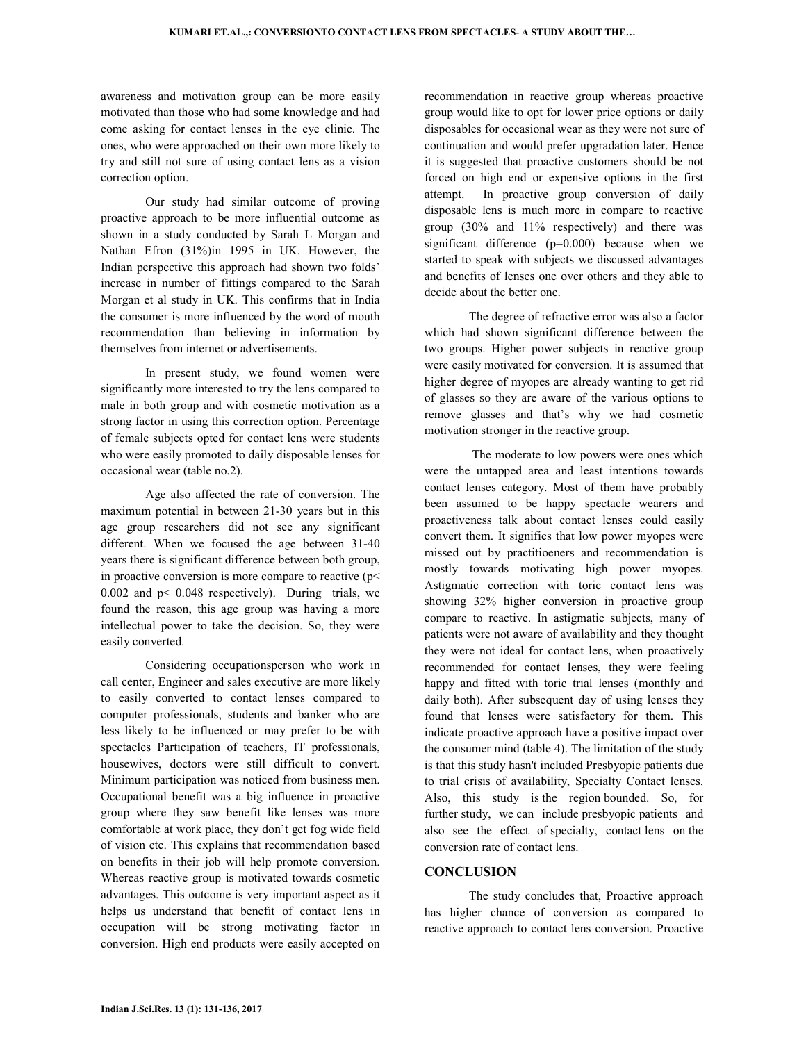awareness and motivation group can be more easily motivated than those who had some knowledge and had come asking for contact lenses in the eye clinic. The ones, who were approached on their own more likely to try and still not sure of using contact lens as a vision correction option.

Our study had similar outcome of proving proactive approach to be more influential outcome as shown in a study conducted by Sarah L Morgan and Nathan Efron (31%)in 1995 in UK. However, the Indian perspective this approach had shown two folds' increase in number of fittings compared to the Sarah Morgan et al study in UK. This confirms that in India the consumer is more influenced by the word of mouth recommendation than believing in information by themselves from internet or advertisements.

In present study, we found women were significantly more interested to try the lens compared to male in both group and with cosmetic motivation as a strong factor in using this correction option. Percentage of female subjects opted for contact lens were students who were easily promoted to daily disposable lenses for occasional wear (table no.2).

Age also affected the rate of conversion. The maximum potential in between 21-30 years but in this age group researchers did not see any significant different. When we focused the age between 31-40 years there is significant difference between both group, in proactive conversion is more compare to reactive ($p< 0.002$ and $p< 0.048$ respectively). During trials, we found the reason, this age group was having a more intellectual power to take the decision. So, they were easily converted.

Considering occupationsperson who work in call center, Engineer and sales executive are more likely to easily converted to contact lenses compared to computer professionals, students and banker who are less likely to be influenced or may prefer to be with spectacles Participation of teachers, IT professionals, housewives, doctors were still difficult to convert. Minimum participation was noticed from business men. Occupational benefit was a big influence in proactive group where they saw benefit like lenses was more comfortable at work place, they don't get fog wide field of vision etc. This explains that recommendation based on benefits in their job will help promote conversion. Whereas reactive group is motivated towards cosmetic advantages. This outcome is very important aspect as it helps us understand that benefit of contact lens in occupation will be strong motivating factor in conversion. High end products were easily accepted on recommendation in reactive group whereas proactive group would like to opt for lower price options or daily disposables for occasional wear as they were not sure of continuation and would prefer upgradation later. Hence it is suggested that proactive customers should be not forced on high end or expensive options in the first attempt. In proactive group conversion of daily disposable lens is much more in compare to reactive group (30% and 11% respectively) and there was significant difference ($p=0.000$) because when we started to speak with subjects we discussed advantages and benefits of lenses one over others and they able to decide about the better one.

The degree of refractive error was also a factor which had shown significant difference between the two groups. Higher power subjects in reactive group were easily motivated for conversion. It is assumed that higher degree of myopes are already wanting to get rid of glasses so they are aware of the various options to remove glasses and that's why we had cosmetic motivation stronger in the reactive group.

The moderate to low powers were ones which were the untapped area and least intentions towards contact lenses category. Most of them have probably been assumed to be happy spectacle wearers and proactiveness talk about contact lenses could easily convert them. It signifies that low power myopes were missed out by practitioeners and recommendation is mostly towards motivating high power myopes. Astigmatic correction with toric contact lens was showing 32% higher conversion in proactive group compare to reactive. In astigmatic subjects, many of patients were not aware of availability and they thought they were not ideal for contact lens, when proactively recommended for contact lenses, they were feeling happy and fitted with toric trial lenses (monthly and daily both). After subsequent day of using lenses they found that lenses were satisfactory for them. This indicate proactive approach have a positive impact over the consumer mind (table 4). The limitation of the study is that this study hasn't included Presbyopic patients due to trial crisis of availability, Specialty Contact lenses. Also, this study is the region bounded. So, for further study, we can include presbyopic patients and also see the effect of specialty, contact lens on the conversion rate of contact lens.

## CONCLUSION

The study concludes that, Proactive approach has higher chance of conversion as compared to reactive approach to contact lens conversion. Proactive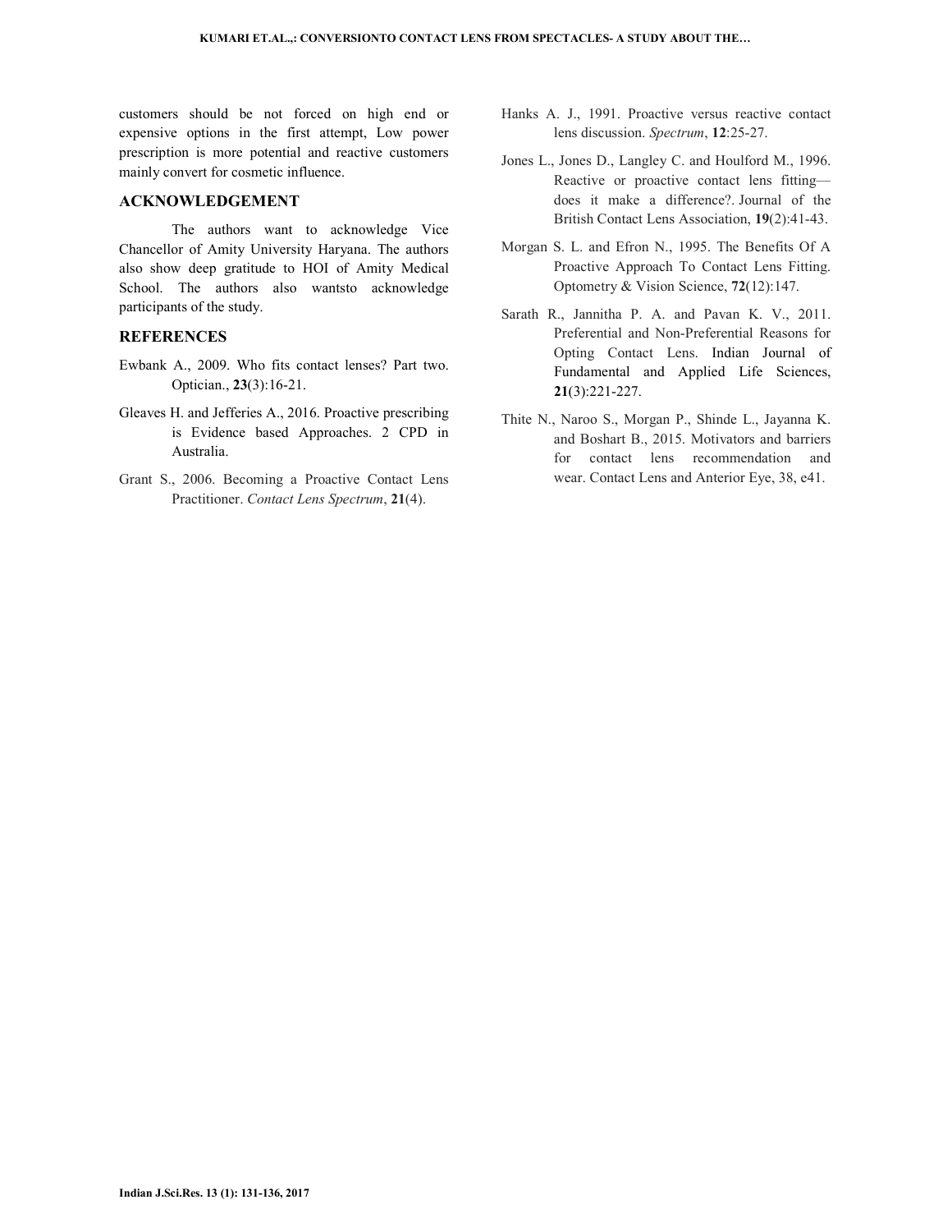customers should be not forced on high end or expensive options in the first attempt, Low power prescription is more potential and reactive customers mainly convert for cosmetic influence.

## ACKNOWLEDGEMENT

The authors want to acknowledge Vice Chancellor of Amity University Haryana. The authors also show deep gratitude to HOI of Amity Medical School. The authors also wantsto acknowledge participants of the study.

## REFERENCES

Ewbank A., 2009. Who fits contact lenses? Part two. Optician., **23**(3):16-21.

Gleaves H. and Jefferies A., 2016. Proactive prescribing is Evidence based Approaches. 2 CPD in Australia.

Grant S., 2006. Becoming a Proactive Contact Lens Practitioner. *Contact Lens Spectrum*, **21**(4).

Hanks A. J., 1991. Proactive versus reactive contact lens discussion. *Spectrum*, **12**:25-27.

Jones L., Jones D., Langley C. and Houlford M., 1996. Reactive or proactive contact lens fitting—does it make a difference?. Journal of the British Contact Lens Association, **19**(2):41-43.

Morgan S. L. and Efron N., 1995. The Benefits Of A Proactive Approach To Contact Lens Fitting. Optometry & Vision Science, **72**(12):147.

Sarath R., Jannitha P. A. and Pavan K. V., 2011. Preferential and Non-Preferential Reasons for Opting Contact Lens. Indian Journal of Fundamental and Applied Life Sciences, **21**(3):221-227.

Thite N., Naroo S., Morgan P., Shinde L., Jayanna K. and Boshart B., 2015. Motivators and barriers for contact lens recommendation and wear. Contact Lens and Anterior Eye, 38, e41.